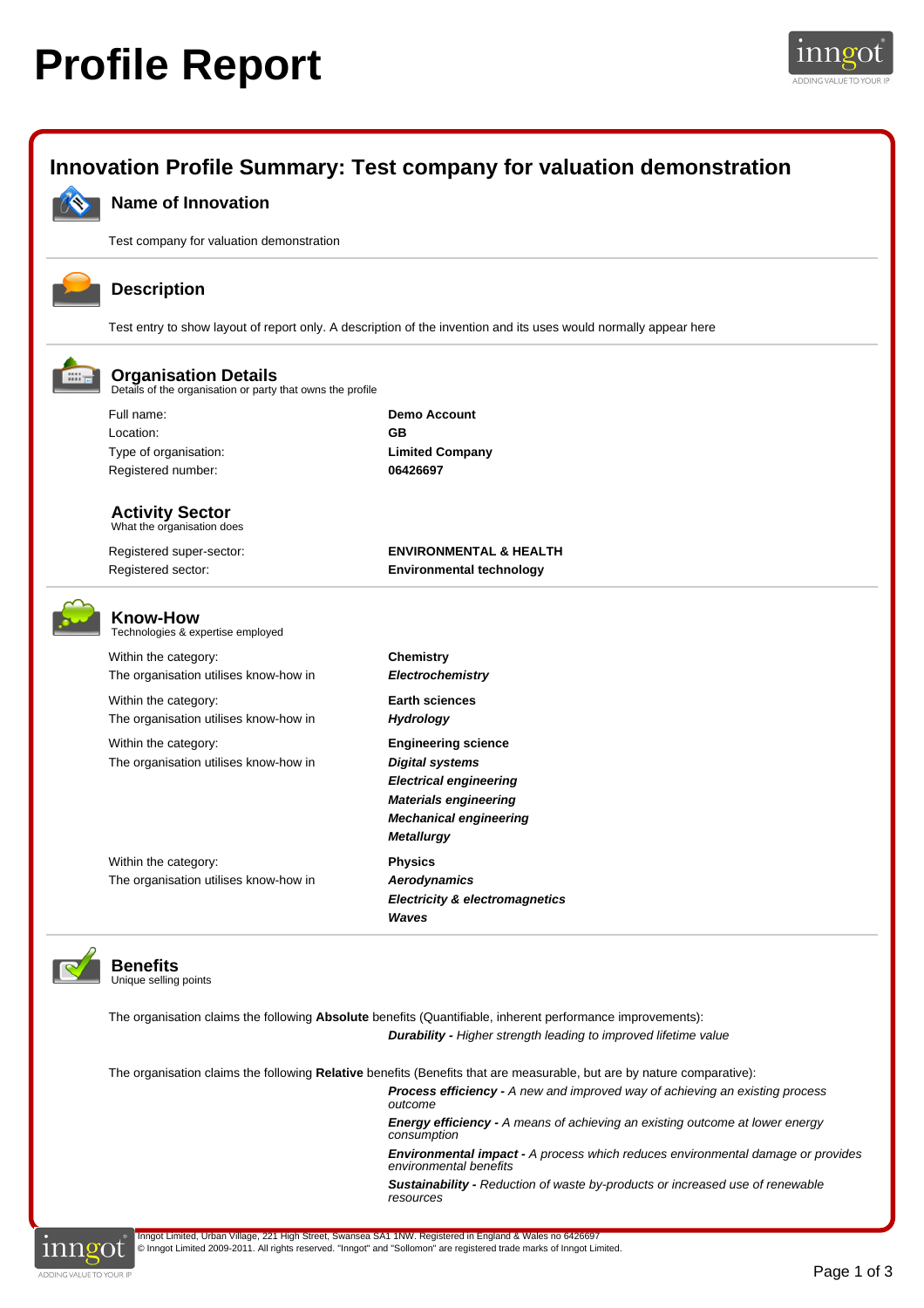# Profile Report

## Innovation Profile Summary: Test company for valuation demonstration

### Name of Innovation

Test company for valuation demonstration

### Description

Test entry to show layout of report only. A description of the invention and its uses would normally appear here

### Organisation Details

Details of the organisation or party that owns the profile

| | |
|---|---|
| Full name: | **Demo Account** |
| Location: | **GB** |
| Type of organisation: | **Limited Company** |
| Registered number: | **06426697** |

### Activity Sector

What the organisation does

| | |
|---|---|
| Registered super-sector: | **ENVIRONMENTAL & HEALTH** |
| Registered sector: | **Environmental technology** |

### Know-How

Technologies & expertise employed

Within the category: **Chemistry**
The organisation utilises know-how in ***Electrochemistry***

Within the category: **Earth sciences**
The organisation utilises know-how in ***Hydrology***

Within the category: **Engineering science**
The organisation utilises know-how in
- ***Digital systems***
- ***Electrical engineering***
- ***Materials engineering***
- ***Mechanical engineering***
- ***Metallurgy***

Within the category: **Physics**
The organisation utilises know-how in
- ***Aerodynamics***
- ***Electricity & electromagnetics***
- ***Waves***

### Benefits

Unique selling points

The organisation claims the following **Absolute** benefits (Quantifiable, inherent performance improvements):

***Durability -*** *Higher strength leading to improved lifetime value*

The organisation claims the following **Relative** benefits (Benefits that are measurable, but are by nature comparative):

***Process efficiency -*** *A new and improved way of achieving an existing process outcome*

***Energy efficiency -*** *A means of achieving an existing outcome at lower energy consumption*

***Environmental impact -*** *A process which reduces environmental damage or provides environmental benefits*

***Sustainability -*** *Reduction of waste by-products or increased use of renewable resources*

Inngot Limited, Urban Village, 221 High Street, Swansea SA1 1NW. Registered in England & Wales no 6426697
© Inngot Limited 2009-2011. All rights reserved. "Inngot" and "Sollomon" are registered trade marks of Inngot Limited.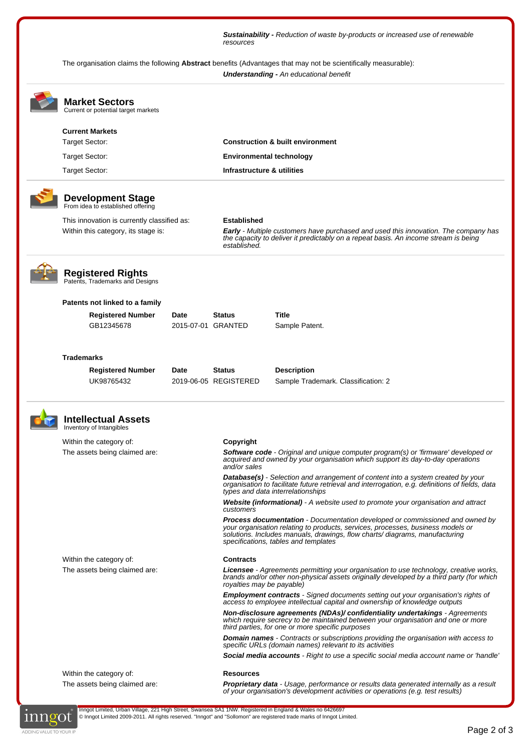**Sustainability -** *Reduction of waste by-products or increased use of renewable resources*

The organisation claims the following **Abstract** benefits (Advantages that may not be scientifically measurable):

**Understanding -** *An educational benefit*

## Market Sectors

Current or potential target markets

**Current Markets**

| | |
|---|---|
| Target Sector: | **Construction & built environment** |
| Target Sector: | **Environmental technology** |
| Target Sector: | **Infrastructure & utilities** |

## Development Stage

From idea to established offering

| | |
|---|---|
| This innovation is currently classified as: | **Established** |
| Within this category, its stage is: | ***Early*** *- Multiple customers have purchased and used this innovation. The company has the capacity to deliver it predictably on a repeat basis. An income stream is being established.* |

## Registered Rights

Patents, Trademarks and Designs

**Patents not linked to a family**

| Registered Number | Date | Status | Title |
|---|---|---|---|
| GB12345678 | 2015-07-01 | GRANTED | Sample Patent. |

**Trademarks**

| Registered Number | Date | Status | Description |
|---|---|---|---|
| UK98765432 | 2019-06-05 | REGISTERED | Sample Trademark. Classification: 2 |

## Intellectual Assets

Inventory of Intangibles

Within the category of: **Copyright**

The assets being claimed are:

- ***Software code*** *- Original and unique computer program(s) or 'firmware' developed or acquired and owned by your organisation which support its day-to-day operations and/or sales*
- ***Database(s)*** *- Selection and arrangement of content into a system created by your organisation to facilitate future retrieval and interrogation, e.g. definitions of fields, data types and data interrelationships*
- ***Website (informational)*** *- A website used to promote your organisation and attract customers*
- ***Process documentation*** *- Documentation developed or commissioned and owned by your organisation relating to products, services, processes, business models or solutions. Includes manuals, drawings, flow charts/ diagrams, manufacturing specifications, tables and templates*

Within the category of: **Contracts**

The assets being claimed are:

- ***Licensee*** *- Agreements permitting your organisation to use technology, creative works, brands and/or other non-physical assets originally developed by a third party (for which royalties may be payable)*
- ***Employment contracts*** *- Signed documents setting out your organisation's rights of access to employee intellectual capital and ownership of knowledge outputs*
- ***Non-disclosure agreements (NDAs)/ confidentiality undertakings*** *- Agreements which require secrecy to be maintained between your organisation and one or more third parties, for one or more specific purposes*
- ***Domain names*** *- Contracts or subscriptions providing the organisation with access to specific URLs (domain names) relevant to its activities*
- ***Social media accounts*** *- Right to use a specific social media account name or 'handle'*

Within the category of: **Resources**

The assets being claimed are:

- ***Proprietary data*** *- Usage, performance or results data generated internally as a result of your organisation's development activities or operations (e.g. test results)*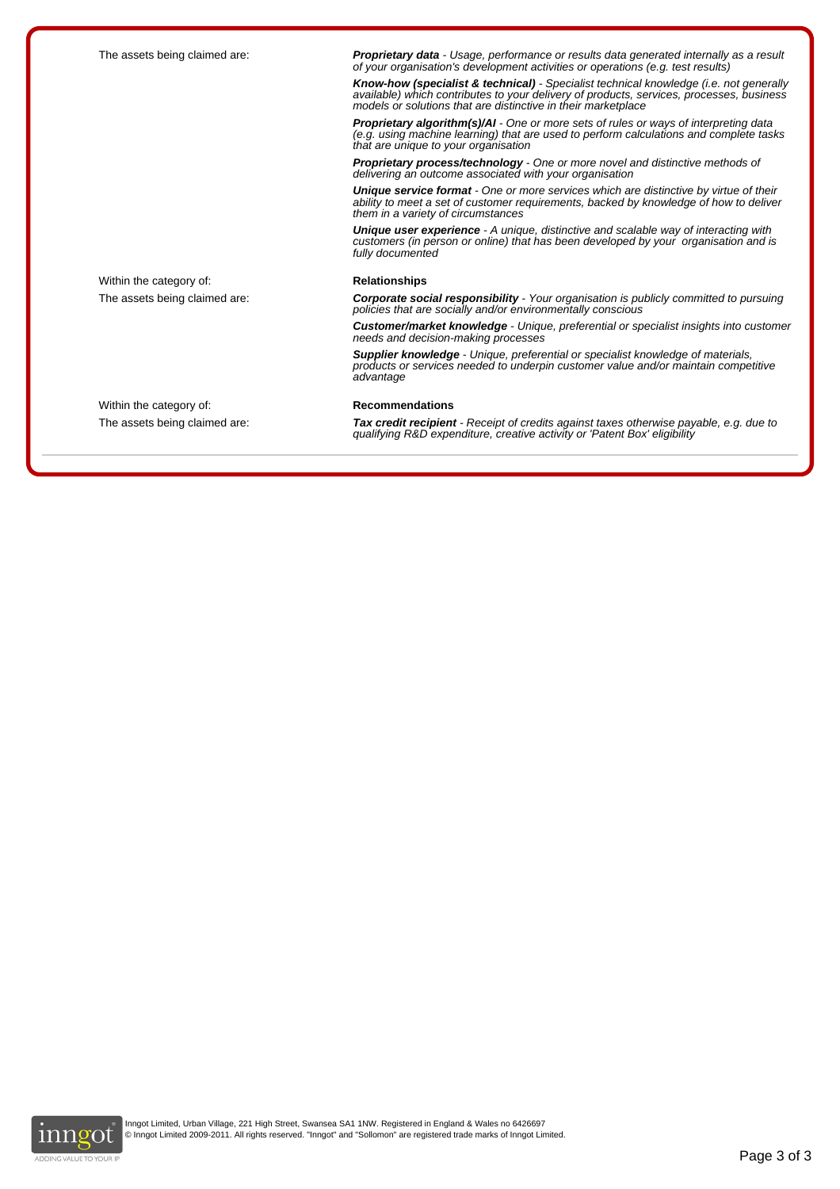| | |
|---|---|
| The assets being claimed are: | ***Proprietary data*** *- Usage, performance or results data generated internally as a result of your organisation's development activities or operations (e.g. test results)* |
| | ***Know-how (specialist & technical)*** *- Specialist technical knowledge (i.e. not generally available) which contributes to your delivery of products, services, processes, business models or solutions that are distinctive in their marketplace* |
| | ***Proprietary algorithm(s)/AI*** *- One or more sets of rules or ways of interpreting data (e.g. using machine learning) that are used to perform calculations and complete tasks that are unique to your organisation* |
| | ***Proprietary process/technology*** *- One or more novel and distinctive methods of delivering an outcome associated with your organisation* |
| | ***Unique service format*** *- One or more services which are distinctive by virtue of their ability to meet a set of customer requirements, backed by knowledge of how to deliver them in a variety of circumstances* |
| | ***Unique user experience*** *- A unique, distinctive and scalable way of interacting with customers (in person or online) that has been developed by your organisation and is fully documented* |
| Within the category of: | **Relationships** |
| The assets being claimed are: | ***Corporate social responsibility*** *- Your organisation is publicly committed to pursuing policies that are socially and/or environmentally conscious* |
| | ***Customer/market knowledge*** *- Unique, preferential or specialist insights into customer needs and decision-making processes* |
| | ***Supplier knowledge*** *- Unique, preferential or specialist knowledge of materials, products or services needed to underpin customer value and/or maintain competitive advantage* |
| Within the category of: | **Recommendations** |
| The assets being claimed are: | ***Tax credit recipient*** *- Receipt of credits against taxes otherwise payable, e.g. due to qualifying R&D expenditure, creative activity or 'Patent Box' eligibility* |

Inngot Limited, Urban Village, 221 High Street, Swansea SA1 1NW. Registered in England & Wales no 6426697
© Inngot Limited 2009-2011. All rights reserved. "Inngot" and "Sollomon" are registered trade marks of Inngot Limited.